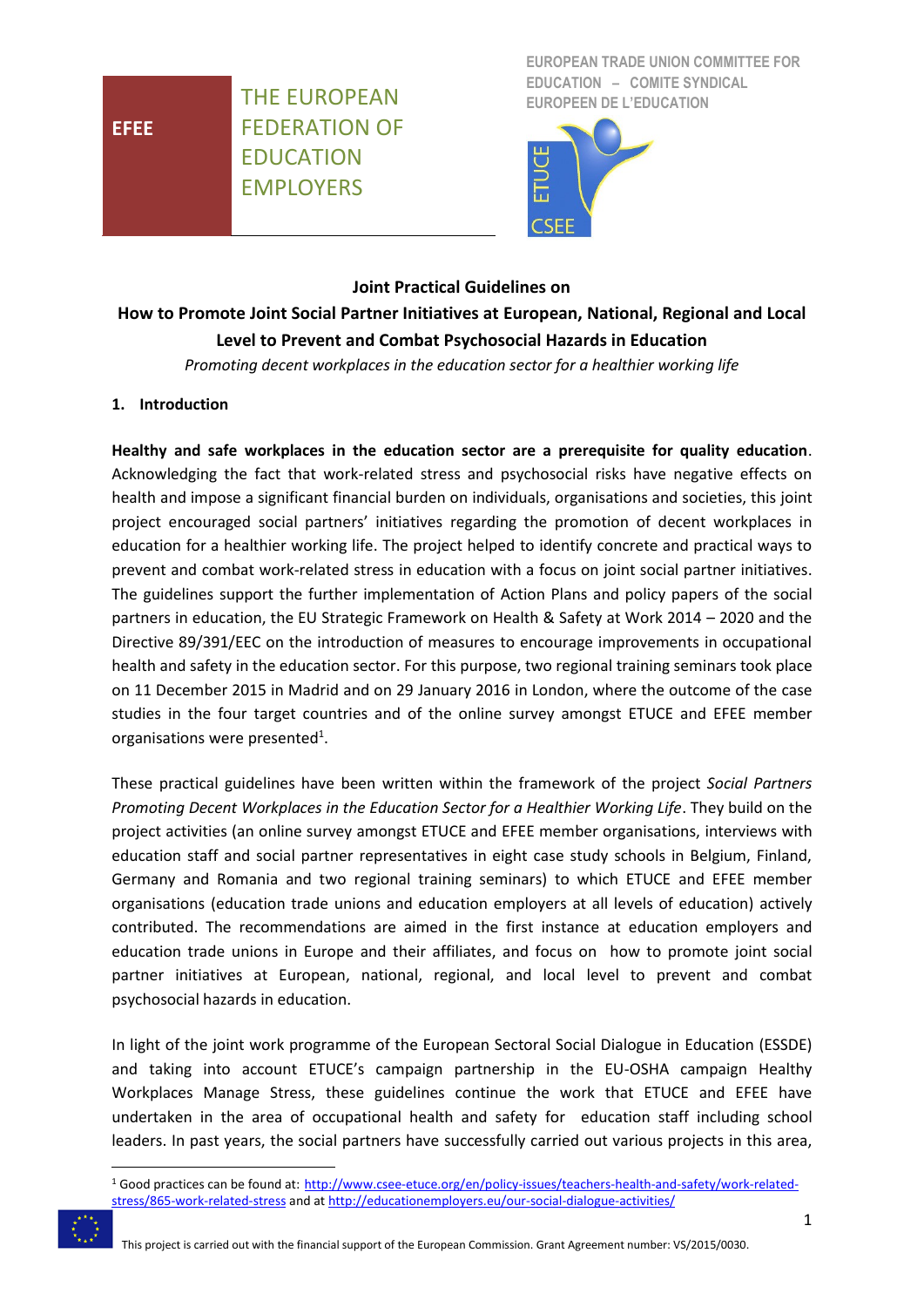EFEE

THE EUROPEAN FEDERATION OF EDUCATION EMPLOYERS

EUROPEAN TRADE UNION COMMITTEE FOR EDUCATION – COMITE SYNDICAL EUROPEEN DE L'EDUCATION

ETUCE CSEE

# Joint Practical Guidelines on How to Promote Joint Social Partner Initiatives at European, National, Regional and Local Level to Prevent and Combat Psychosocial Hazards in Education

*Promoting decent workplaces in the education sector for a healthier working life*

## 1. Introduction

**Healthy and safe workplaces in the education sector are a prerequisite for quality education**. Acknowledging the fact that work-related stress and psychosocial risks have negative effects on health and impose a significant financial burden on individuals, organisations and societies, this joint project encouraged social partners' initiatives regarding the promotion of decent workplaces in education for a healthier working life. The project helped to identify concrete and practical ways to prevent and combat work-related stress in education with a focus on joint social partner initiatives. The guidelines support the further implementation of Action Plans and policy papers of the social partners in education, the EU Strategic Framework on Health & Safety at Work 2014 – 2020 and the Directive 89/391/EEC on the introduction of measures to encourage improvements in occupational health and safety in the education sector. For this purpose, two regional training seminars took place on 11 December 2015 in Madrid and on 29 January 2016 in London, where the outcome of the case studies in the four target countries and of the online survey amongst ETUCE and EFEE member organisations were presented[1].

These practical guidelines have been written within the framework of the project *Social Partners Promoting Decent Workplaces in the Education Sector for a Healthier Working Life*. They build on the project activities (an online survey amongst ETUCE and EFEE member organisations, interviews with education staff and social partner representatives in eight case study schools in Belgium, Finland, Germany and Romania and two regional training seminars) to which ETUCE and EFEE member organisations (education trade unions and education employers at all levels of education) actively contributed. The recommendations are aimed in the first instance at education employers and education trade unions in Europe and their affiliates, and focus on how to promote joint social partner initiatives at European, national, regional, and local level to prevent and combat psychosocial hazards in education.

In light of the joint work programme of the European Sectoral Social Dialogue in Education (ESSDE) and taking into account ETUCE's campaign partnership in the EU-OSHA campaign Healthy Workplaces Manage Stress, these guidelines continue the work that ETUCE and EFEE have undertaken in the area of occupational health and safety for education staff including school leaders. In past years, the social partners have successfully carried out various projects in this area,

---

[1] Good practices can be found at: http://www.csee-etuce.org/en/policy-issues/teachers-health-and-safety/work-related-stress/865-work-related-stress and at http://educationemployers.eu/our-social-dialogue-activities/

This project is carried out with the financial support of the European Commission. Grant Agreement number: VS/2015/0030.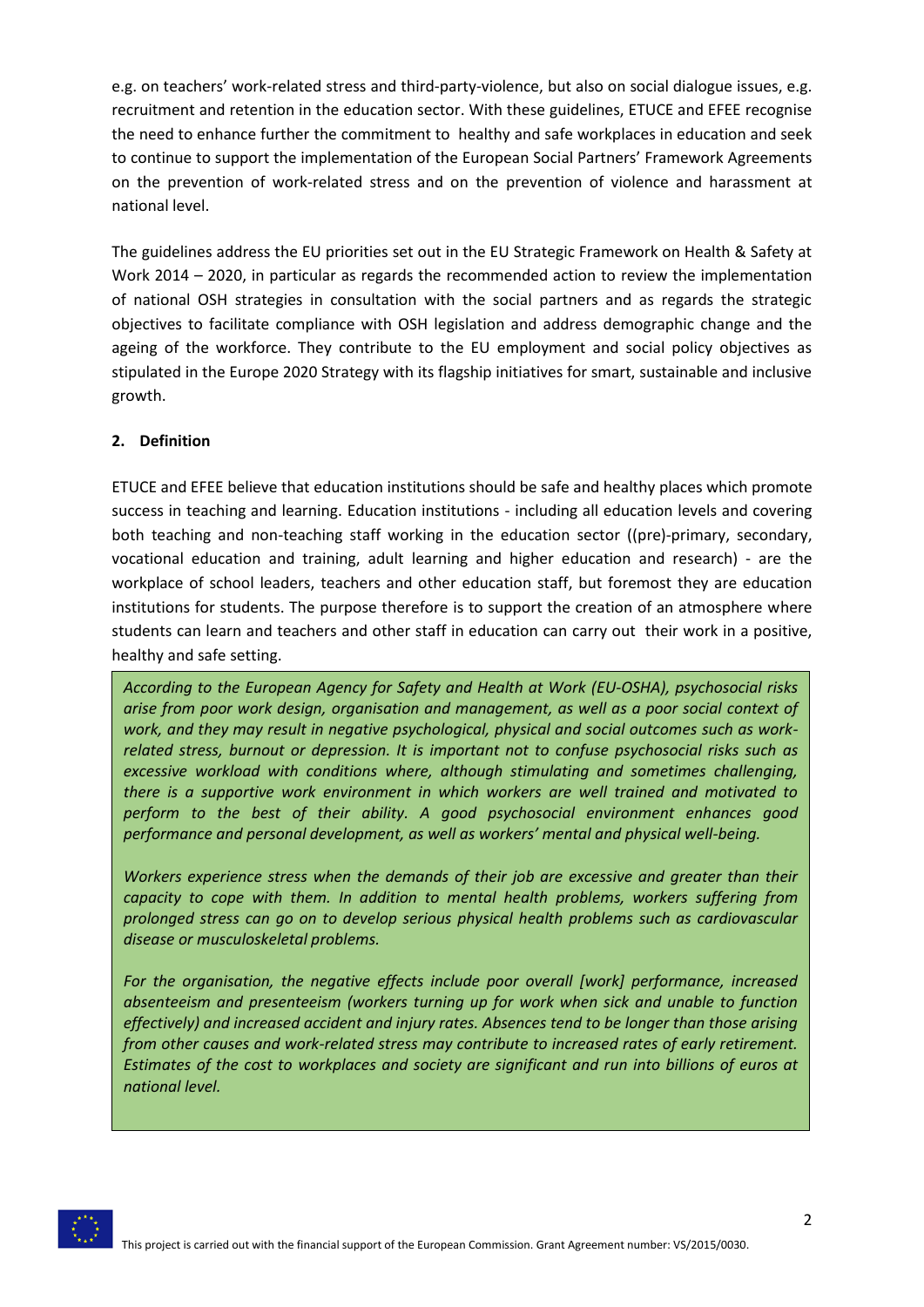e.g. on teachers' work-related stress and third-party-violence, but also on social dialogue issues, e.g. recruitment and retention in the education sector. With these guidelines, ETUCE and EFEE recognise the need to enhance further the commitment to healthy and safe workplaces in education and seek to continue to support the implementation of the European Social Partners' Framework Agreements on the prevention of work-related stress and on the prevention of violence and harassment at national level.

The guidelines address the EU priorities set out in the EU Strategic Framework on Health & Safety at Work 2014 – 2020, in particular as regards the recommended action to review the implementation of national OSH strategies in consultation with the social partners and as regards the strategic objectives to facilitate compliance with OSH legislation and address demographic change and the ageing of the workforce. They contribute to the EU employment and social policy objectives as stipulated in the Europe 2020 Strategy with its flagship initiatives for smart, sustainable and inclusive growth.

## 2. Definition

ETUCE and EFEE believe that education institutions should be safe and healthy places which promote success in teaching and learning. Education institutions - including all education levels and covering both teaching and non-teaching staff working in the education sector ((pre)-primary, secondary, vocational education and training, adult learning and higher education and research) - are the workplace of school leaders, teachers and other education staff, but foremost they are education institutions for students. The purpose therefore is to support the creation of an atmosphere where students can learn and teachers and other staff in education can carry out their work in a positive, healthy and safe setting.

*According to the European Agency for Safety and Health at Work (EU-OSHA), psychosocial risks arise from poor work design, organisation and management, as well as a poor social context of work, and they may result in negative psychological, physical and social outcomes such as work-related stress, burnout or depression. It is important not to confuse psychosocial risks such as excessive workload with conditions where, although stimulating and sometimes challenging, there is a supportive work environment in which workers are well trained and motivated to perform to the best of their ability. A good psychosocial environment enhances good performance and personal development, as well as workers' mental and physical well-being.*

*Workers experience stress when the demands of their job are excessive and greater than their capacity to cope with them. In addition to mental health problems, workers suffering from prolonged stress can go on to develop serious physical health problems such as cardiovascular disease or musculoskeletal problems.*

*For the organisation, the negative effects include poor overall [work] performance, increased absenteeism and presenteeism (workers turning up for work when sick and unable to function effectively) and increased accident and injury rates. Absences tend to be longer than those arising from other causes and work-related stress may contribute to increased rates of early retirement. Estimates of the cost to workplaces and society are significant and run into billions of euros at national level.*

This project is carried out with the financial support of the European Commission. Grant Agreement number: VS/2015/0030.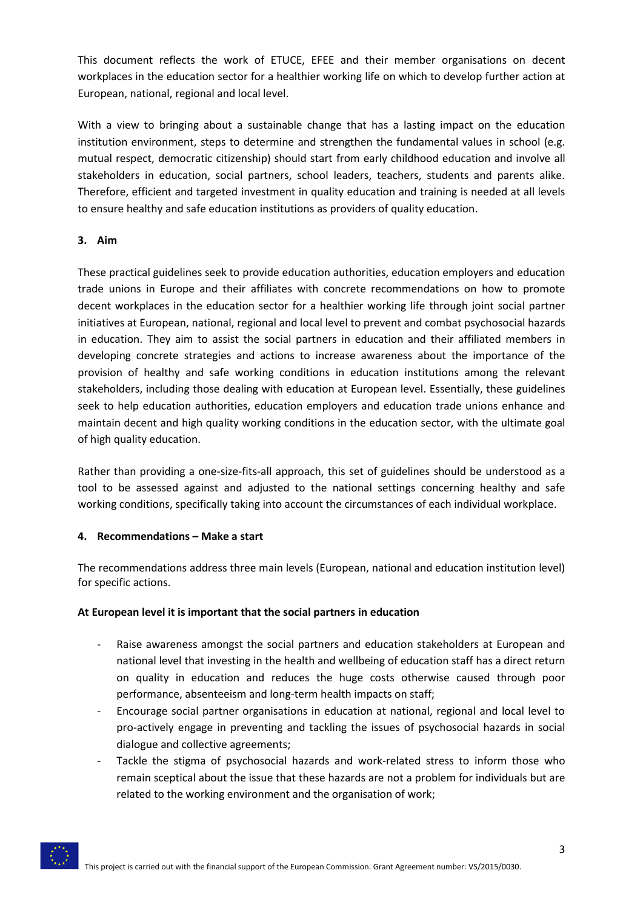This document reflects the work of ETUCE, EFEE and their member organisations on decent workplaces in the education sector for a healthier working life on which to develop further action at European, national, regional and local level.

With a view to bringing about a sustainable change that has a lasting impact on the education institution environment, steps to determine and strengthen the fundamental values in school (e.g. mutual respect, democratic citizenship) should start from early childhood education and involve all stakeholders in education, social partners, school leaders, teachers, students and parents alike. Therefore, efficient and targeted investment in quality education and training is needed at all levels to ensure healthy and safe education institutions as providers of quality education.

## 3. Aim

These practical guidelines seek to provide education authorities, education employers and education trade unions in Europe and their affiliates with concrete recommendations on how to promote decent workplaces in the education sector for a healthier working life through joint social partner initiatives at European, national, regional and local level to prevent and combat psychosocial hazards in education. They aim to assist the social partners in education and their affiliated members in developing concrete strategies and actions to increase awareness about the importance of the provision of healthy and safe working conditions in education institutions among the relevant stakeholders, including those dealing with education at European level. Essentially, these guidelines seek to help education authorities, education employers and education trade unions enhance and maintain decent and high quality working conditions in the education sector, with the ultimate goal of high quality education.

Rather than providing a one-size-fits-all approach, this set of guidelines should be understood as a tool to be assessed against and adjusted to the national settings concerning healthy and safe working conditions, specifically taking into account the circumstances of each individual workplace.

## 4. Recommendations – Make a start

The recommendations address three main levels (European, national and education institution level) for specific actions.

**At European level it is important that the social partners in education**

- Raise awareness amongst the social partners and education stakeholders at European and national level that investing in the health and wellbeing of education staff has a direct return on quality in education and reduces the huge costs otherwise caused through poor performance, absenteeism and long-term health impacts on staff;
- Encourage social partner organisations in education at national, regional and local level to pro-actively engage in preventing and tackling the issues of psychosocial hazards in social dialogue and collective agreements;
- Tackle the stigma of psychosocial hazards and work-related stress to inform those who remain sceptical about the issue that these hazards are not a problem for individuals but are related to the working environment and the organisation of work;

This project is carried out with the financial support of the European Commission. Grant Agreement number: VS/2015/0030.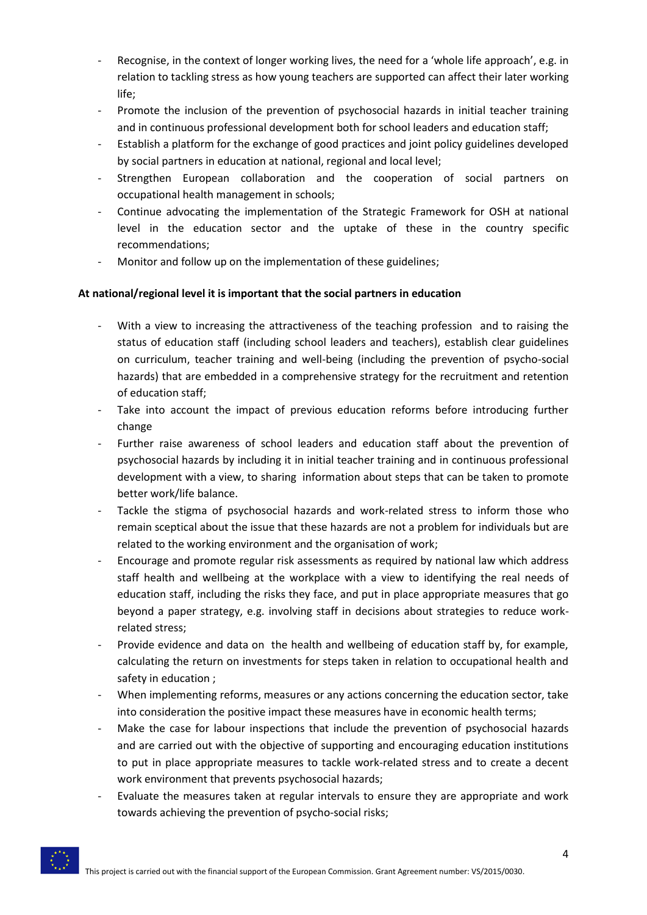- Recognise, in the context of longer working lives, the need for a 'whole life approach', e.g. in relation to tackling stress as how young teachers are supported can affect their later working life;
- Promote the inclusion of the prevention of psychosocial hazards in initial teacher training and in continuous professional development both for school leaders and education staff;
- Establish a platform for the exchange of good practices and joint policy guidelines developed by social partners in education at national, regional and local level;
- Strengthen European collaboration and the cooperation of social partners on occupational health management in schools;
- Continue advocating the implementation of the Strategic Framework for OSH at national level in the education sector and the uptake of these in the country specific recommendations;
- Monitor and follow up on the implementation of these guidelines;

**At national/regional level it is important that the social partners in education**

- With a view to increasing the attractiveness of the teaching profession and to raising the status of education staff (including school leaders and teachers), establish clear guidelines on curriculum, teacher training and well-being (including the prevention of psycho-social hazards) that are embedded in a comprehensive strategy for the recruitment and retention of education staff;
- Take into account the impact of previous education reforms before introducing further change
- Further raise awareness of school leaders and education staff about the prevention of psychosocial hazards by including it in initial teacher training and in continuous professional development with a view, to sharing information about steps that can be taken to promote better work/life balance.
- Tackle the stigma of psychosocial hazards and work-related stress to inform those who remain sceptical about the issue that these hazards are not a problem for individuals but are related to the working environment and the organisation of work;
- Encourage and promote regular risk assessments as required by national law which address staff health and wellbeing at the workplace with a view to identifying the real needs of education staff, including the risks they face, and put in place appropriate measures that go beyond a paper strategy, e.g. involving staff in decisions about strategies to reduce work-related stress;
- Provide evidence and data on the health and wellbeing of education staff by, for example, calculating the return on investments for steps taken in relation to occupational health and safety in education ;
- When implementing reforms, measures or any actions concerning the education sector, take into consideration the positive impact these measures have in economic health terms;
- Make the case for labour inspections that include the prevention of psychosocial hazards and are carried out with the objective of supporting and encouraging education institutions to put in place appropriate measures to tackle work-related stress and to create a decent work environment that prevents psychosocial hazards;
- Evaluate the measures taken at regular intervals to ensure they are appropriate and work towards achieving the prevention of psycho-social risks;

This project is carried out with the financial support of the European Commission. Grant Agreement number: VS/2015/0030.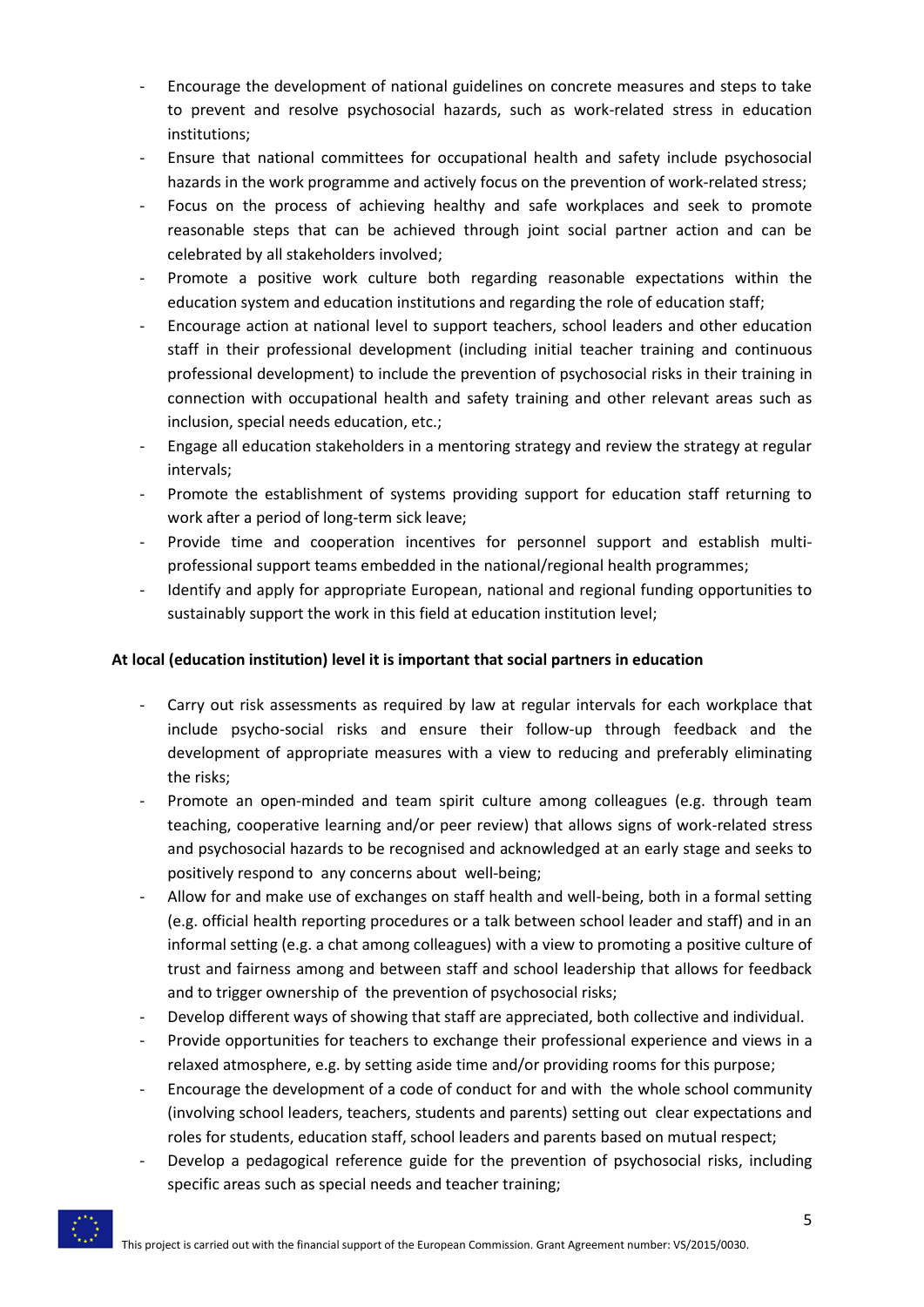- Encourage the development of national guidelines on concrete measures and steps to take to prevent and resolve psychosocial hazards, such as work-related stress in education institutions;
- Ensure that national committees for occupational health and safety include psychosocial hazards in the work programme and actively focus on the prevention of work-related stress;
- Focus on the process of achieving healthy and safe workplaces and seek to promote reasonable steps that can be achieved through joint social partner action and can be celebrated by all stakeholders involved;
- Promote a positive work culture both regarding reasonable expectations within the education system and education institutions and regarding the role of education staff;
- Encourage action at national level to support teachers, school leaders and other education staff in their professional development (including initial teacher training and continuous professional development) to include the prevention of psychosocial risks in their training in connection with occupational health and safety training and other relevant areas such as inclusion, special needs education, etc.;
- Engage all education stakeholders in a mentoring strategy and review the strategy at regular intervals;
- Promote the establishment of systems providing support for education staff returning to work after a period of long-term sick leave;
- Provide time and cooperation incentives for personnel support and establish multi-professional support teams embedded in the national/regional health programmes;
- Identify and apply for appropriate European, national and regional funding opportunities to sustainably support the work in this field at education institution level;

**At local (education institution) level it is important that social partners in education**

- Carry out risk assessments as required by law at regular intervals for each workplace that include psycho-social risks and ensure their follow-up through feedback and the development of appropriate measures with a view to reducing and preferably eliminating the risks;
- Promote an open-minded and team spirit culture among colleagues (e.g. through team teaching, cooperative learning and/or peer review) that allows signs of work-related stress and psychosocial hazards to be recognised and acknowledged at an early stage and seeks to positively respond to any concerns about well-being;
- Allow for and make use of exchanges on staff health and well-being, both in a formal setting (e.g. official health reporting procedures or a talk between school leader and staff) and in an informal setting (e.g. a chat among colleagues) with a view to promoting a positive culture of trust and fairness among and between staff and school leadership that allows for feedback and to trigger ownership of the prevention of psychosocial risks;
- Develop different ways of showing that staff are appreciated, both collective and individual.
- Provide opportunities for teachers to exchange their professional experience and views in a relaxed atmosphere, e.g. by setting aside time and/or providing rooms for this purpose;
- Encourage the development of a code of conduct for and with the whole school community (involving school leaders, teachers, students and parents) setting out clear expectations and roles for students, education staff, school leaders and parents based on mutual respect;
- Develop a pedagogical reference guide for the prevention of psychosocial risks, including specific areas such as special needs and teacher training;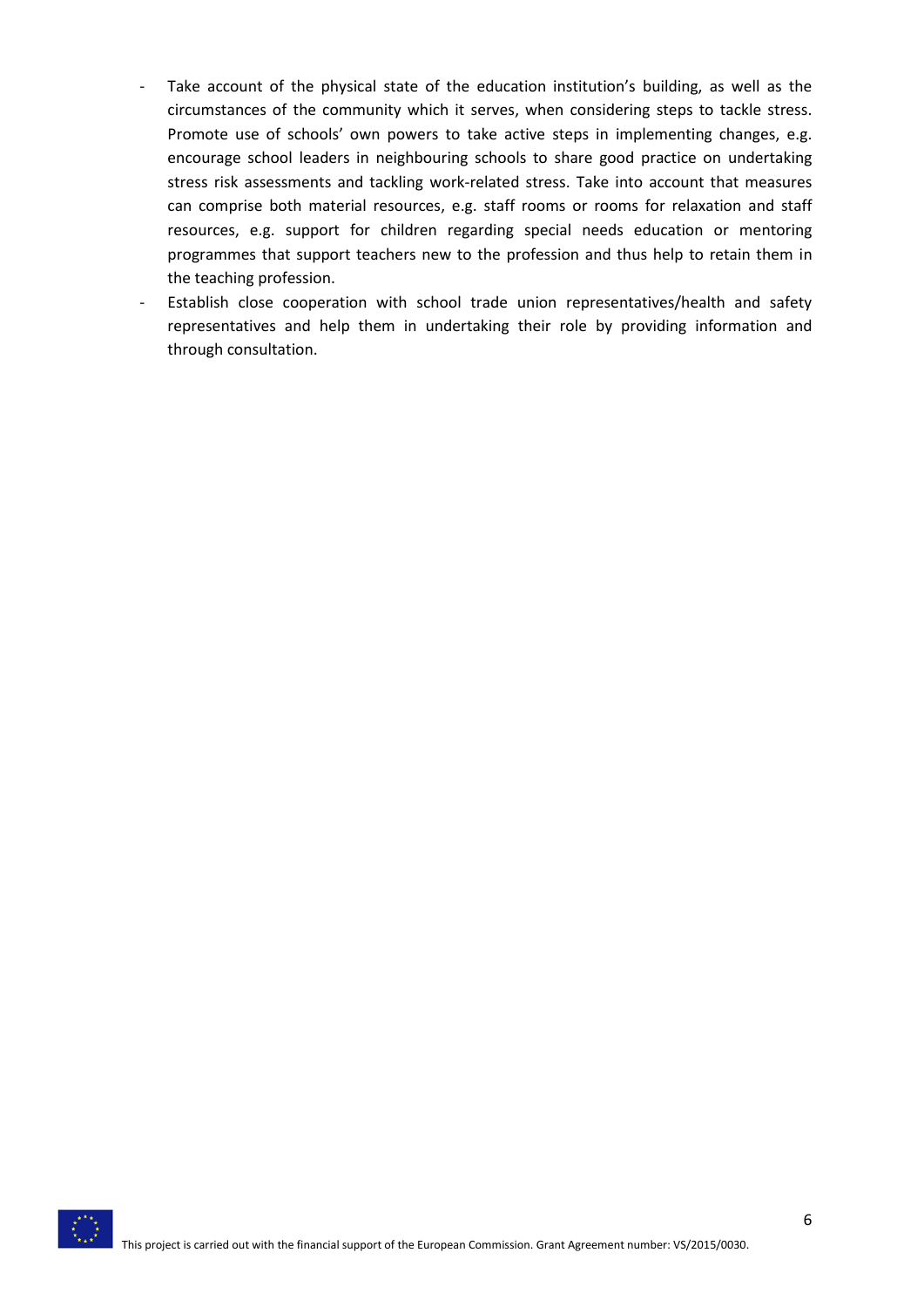- Take account of the physical state of the education institution's building, as well as the circumstances of the community which it serves, when considering steps to tackle stress. Promote use of schools' own powers to take active steps in implementing changes, e.g. encourage school leaders in neighbouring schools to share good practice on undertaking stress risk assessments and tackling work-related stress. Take into account that measures can comprise both material resources, e.g. staff rooms or rooms for relaxation and staff resources, e.g. support for children regarding special needs education or mentoring programmes that support teachers new to the profession and thus help to retain them in the teaching profession.
- Establish close cooperation with school trade union representatives/health and safety representatives and help them in undertaking their role by providing information and through consultation.